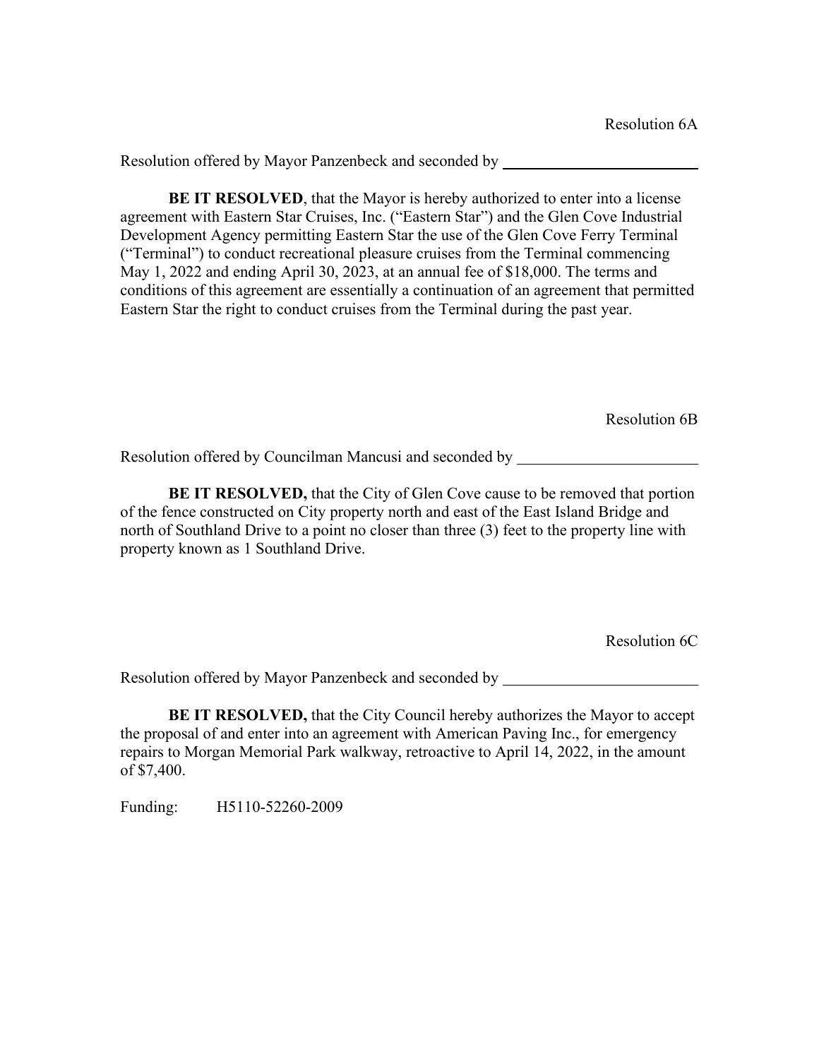Resolution 6A

Resolution offered by Mayor Panzenbeck and seconded by \_\_\_\_\_\_\_\_\_\_\_\_\_\_\_\_\_\_\_\_\_\_\_\_

**BE IT RESOLVED**, that the Mayor is hereby authorized to enter into a license agreement with Eastern Star Cruises, Inc. ("Eastern Star") and the Glen Cove Industrial Development Agency permitting Eastern Star the use of the Glen Cove Ferry Terminal ("Terminal") to conduct recreational pleasure cruises from the Terminal commencing May 1, 2022 and ending April 30, 2023, at an annual fee of $18,000. The terms and conditions of this agreement are essentially a continuation of an agreement that permitted Eastern Star the right to conduct cruises from the Terminal during the past year.

Resolution 6B

Resolution offered by Councilman Mancusi and seconded by \_\_\_\_\_\_\_\_\_\_\_\_\_\_\_\_\_\_\_\_\_\_\_\_

**BE IT RESOLVED,** that the City of Glen Cove cause to be removed that portion of the fence constructed on City property north and east of the East Island Bridge and north of Southland Drive to a point no closer than three (3) feet to the property line with property known as 1 Southland Drive.

Resolution 6C

Resolution offered by Mayor Panzenbeck and seconded by \_\_\_\_\_\_\_\_\_\_\_\_\_\_\_\_\_\_\_\_\_\_\_\_

**BE IT RESOLVED,** that the City Council hereby authorizes the Mayor to accept the proposal of and enter into an agreement with American Paving Inc., for emergency repairs to Morgan Memorial Park walkway, retroactive to April 14, 2022, in the amount of $7,400.

Funding: H5110-52260-2009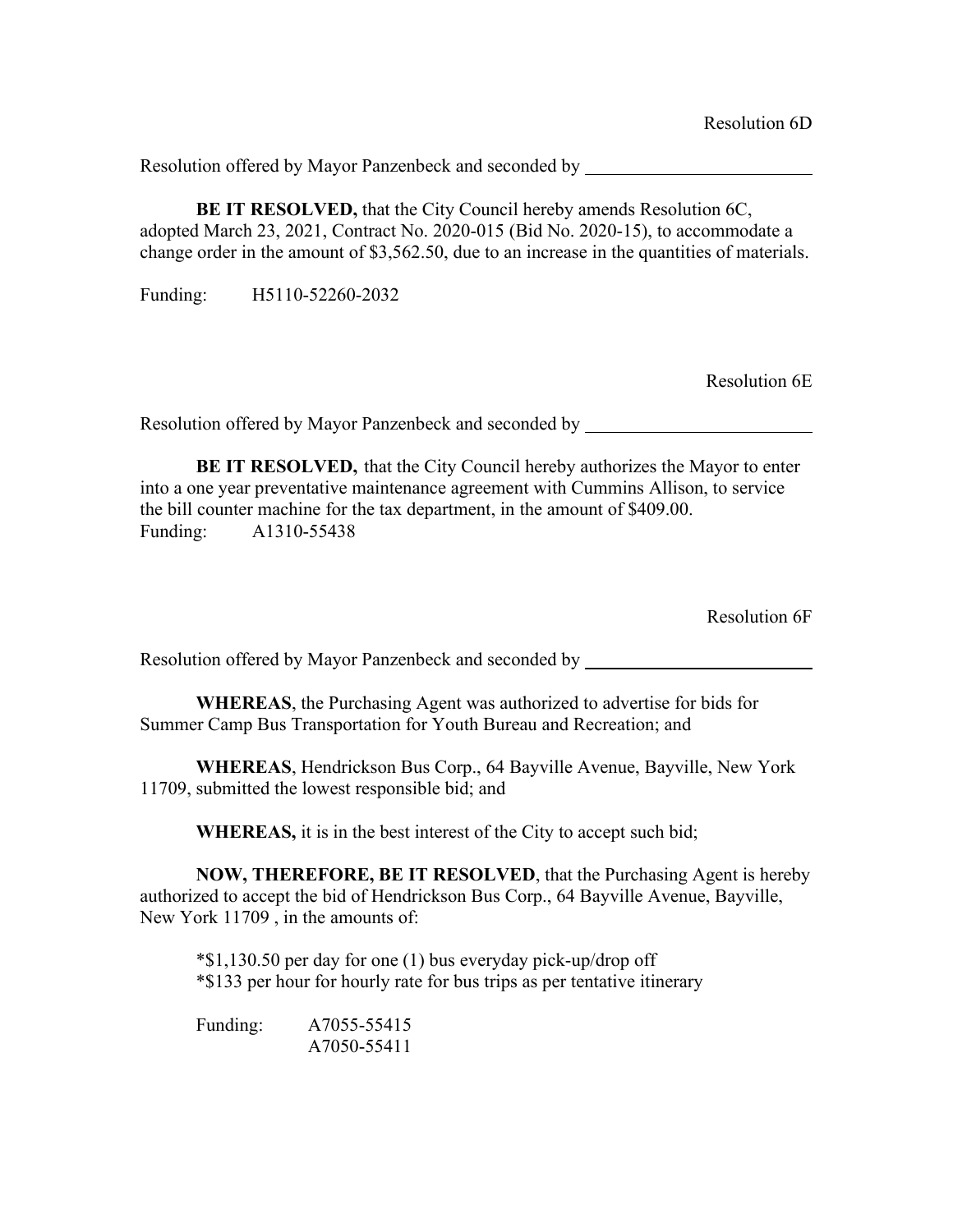Resolution 6D

Resolution offered by Mayor Panzenbeck and seconded by \_\_\_\_\_\_\_\_\_\_\_\_\_\_\_\_\_\_\_\_\_\_\_\_\_

**BE IT RESOLVED,** that the City Council hereby amends Resolution 6C, adopted March 23, 2021, Contract No. 2020-015 (Bid No. 2020-15), to accommodate a change order in the amount of $3,562.50, due to an increase in the quantities of materials.

Funding: H5110-52260-2032

Resolution 6E

Resolution offered by Mayor Panzenbeck and seconded by \_\_\_\_\_\_\_\_\_\_\_\_\_\_\_\_\_\_\_\_\_\_\_\_\_

**BE IT RESOLVED,** that the City Council hereby authorizes the Mayor to enter into a one year preventative maintenance agreement with Cummins Allison, to service the bill counter machine for the tax department, in the amount of $409.00.
Funding: A1310-55438

Resolution 6F

Resolution offered by Mayor Panzenbeck and seconded by \_\_\_\_\_\_\_\_\_\_\_\_\_\_\_\_\_\_\_\_\_\_\_\_\_

**WHEREAS**, the Purchasing Agent was authorized to advertise for bids for Summer Camp Bus Transportation for Youth Bureau and Recreation; and

**WHEREAS**, Hendrickson Bus Corp., 64 Bayville Avenue, Bayville, New York 11709, submitted the lowest responsible bid; and

**WHEREAS,** it is in the best interest of the City to accept such bid;

**NOW, THEREFORE, BE IT RESOLVED**, that the Purchasing Agent is hereby authorized to accept the bid of Hendrickson Bus Corp., 64 Bayville Avenue, Bayville, New York 11709 , in the amounts of:

*$1,130.50 per day for one (1) bus everyday pick-up/drop off
*$133 per hour for hourly rate for bus trips as per tentative itinerary

Funding: A7055-55415
A7050-55411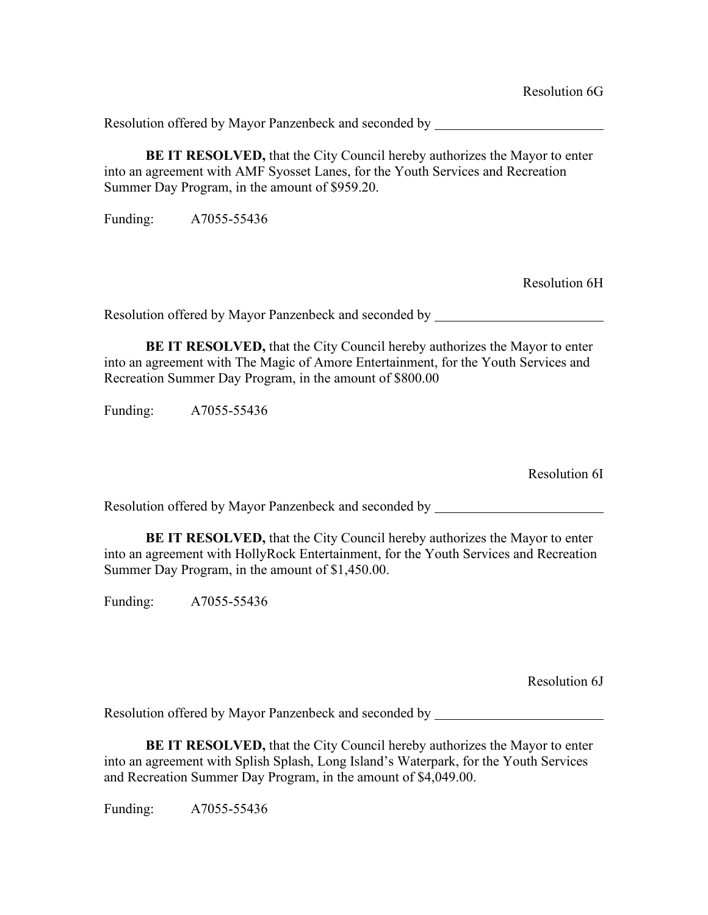Resolution 6G

Resolution offered by Mayor Panzenbeck and seconded by \_\_\_\_\_\_\_\_\_\_\_\_\_\_\_\_\_\_\_\_\_\_\_\_\_

**BE IT RESOLVED,** that the City Council hereby authorizes the Mayor to enter into an agreement with AMF Syosset Lanes, for the Youth Services and Recreation Summer Day Program, in the amount of $959.20.

Funding: A7055-55436

Resolution 6H

Resolution offered by Mayor Panzenbeck and seconded by \_\_\_\_\_\_\_\_\_\_\_\_\_\_\_\_\_\_\_\_\_\_\_\_\_

**BE IT RESOLVED,** that the City Council hereby authorizes the Mayor to enter into an agreement with The Magic of Amore Entertainment, for the Youth Services and Recreation Summer Day Program, in the amount of $800.00

Funding: A7055-55436

Resolution 6I

Resolution offered by Mayor Panzenbeck and seconded by \_\_\_\_\_\_\_\_\_\_\_\_\_\_\_\_\_\_\_\_\_\_\_\_\_

**BE IT RESOLVED,** that the City Council hereby authorizes the Mayor to enter into an agreement with HollyRock Entertainment, for the Youth Services and Recreation Summer Day Program, in the amount of $1,450.00.

Funding: A7055-55436

Resolution 6J

Resolution offered by Mayor Panzenbeck and seconded by \_\_\_\_\_\_\_\_\_\_\_\_\_\_\_\_\_\_\_\_\_\_\_\_\_

**BE IT RESOLVED,** that the City Council hereby authorizes the Mayor to enter into an agreement with Splish Splash, Long Island's Waterpark, for the Youth Services and Recreation Summer Day Program, in the amount of $4,049.00.

Funding: A7055-55436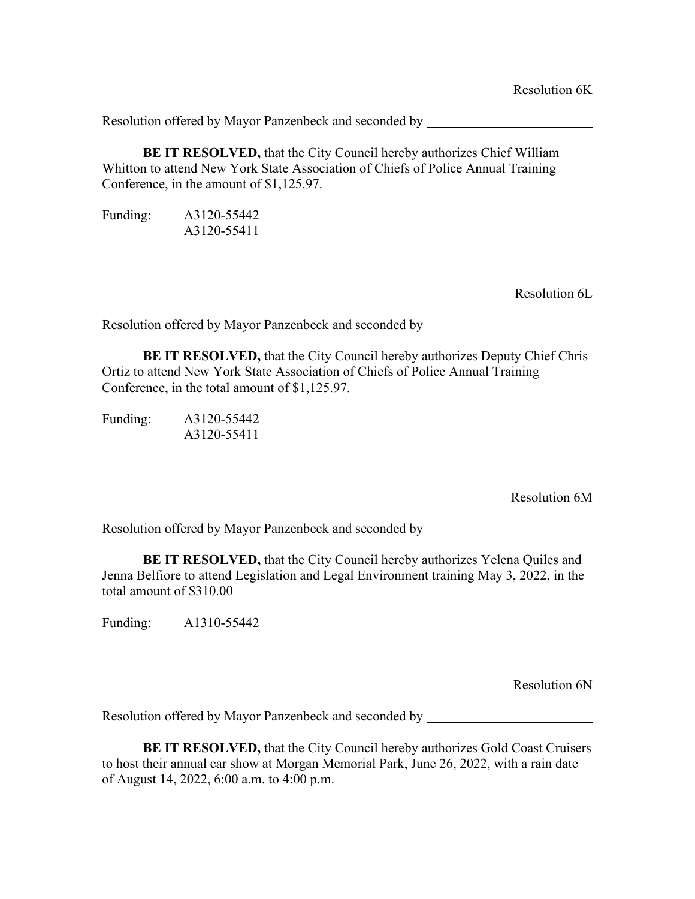Resolution 6K

Resolution offered by Mayor Panzenbeck and seconded by \_\_\_\_\_\_\_\_\_\_\_\_\_\_\_\_\_\_\_\_\_\_\_\_\_

**BE IT RESOLVED,** that the City Council hereby authorizes Chief William Whitton to attend New York State Association of Chiefs of Police Annual Training Conference, in the amount of $1,125.97.

Funding: A3120-55442
A3120-55411

Resolution 6L

Resolution offered by Mayor Panzenbeck and seconded by \_\_\_\_\_\_\_\_\_\_\_\_\_\_\_\_\_\_\_\_\_\_\_\_\_

**BE IT RESOLVED,** that the City Council hereby authorizes Deputy Chief Chris Ortiz to attend New York State Association of Chiefs of Police Annual Training Conference, in the total amount of $1,125.97.

Funding: A3120-55442
A3120-55411

Resolution 6M

Resolution offered by Mayor Panzenbeck and seconded by \_\_\_\_\_\_\_\_\_\_\_\_\_\_\_\_\_\_\_\_\_\_\_\_\_

**BE IT RESOLVED,** that the City Council hereby authorizes Yelena Quiles and Jenna Belfiore to attend Legislation and Legal Environment training May 3, 2022, in the total amount of $310.00

Funding: A1310-55442

Resolution 6N

Resolution offered by Mayor Panzenbeck and seconded by \_\_\_\_\_\_\_\_\_\_\_\_\_\_\_\_\_\_\_\_\_\_\_\_\_

**BE IT RESOLVED,** that the City Council hereby authorizes Gold Coast Cruisers to host their annual car show at Morgan Memorial Park, June 26, 2022, with a rain date of August 14, 2022, 6:00 a.m. to 4:00 p.m.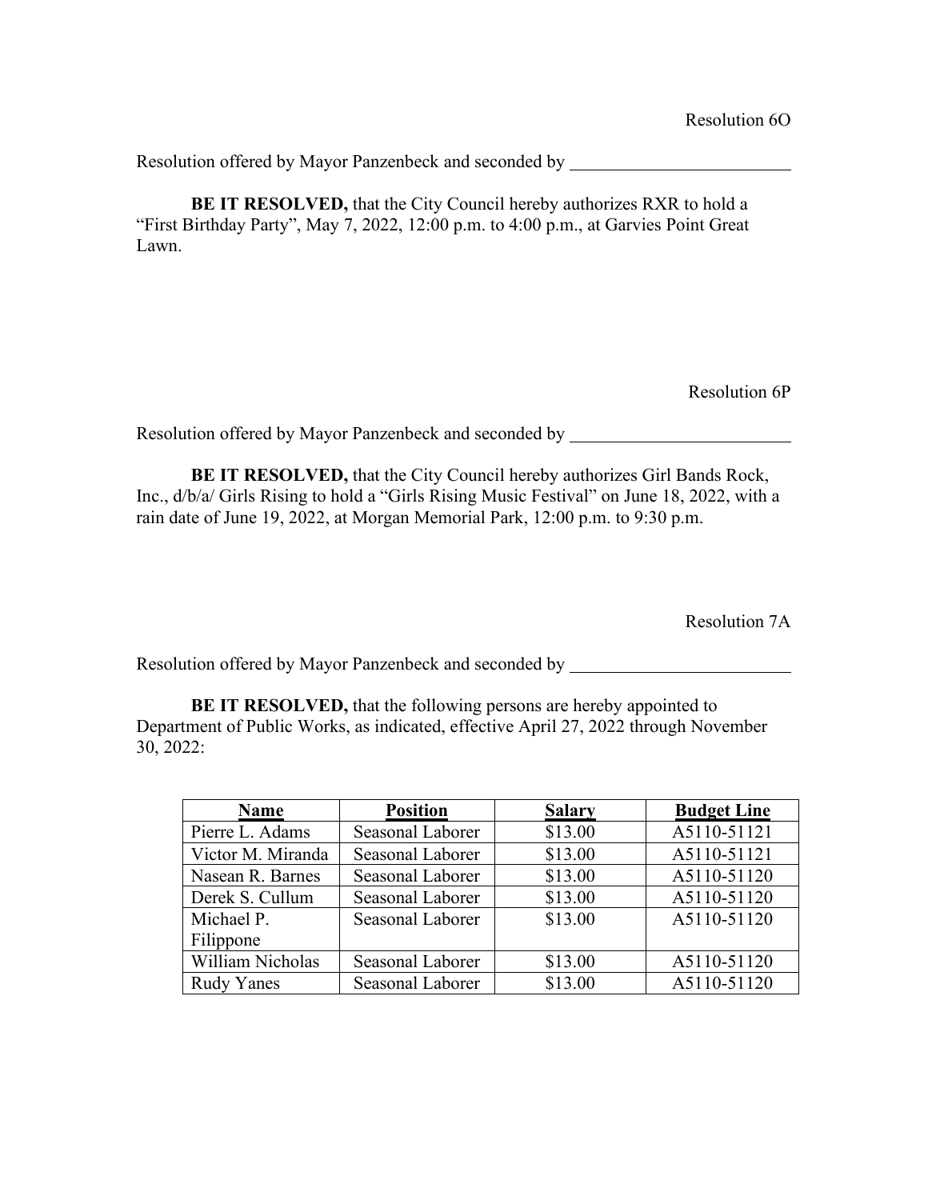Resolution 6O

Resolution offered by Mayor Panzenbeck and seconded by ________________________

**BE IT RESOLVED,** that the City Council hereby authorizes RXR to hold a "First Birthday Party", May 7, 2022, 12:00 p.m. to 4:00 p.m., at Garvies Point Great Lawn.

Resolution 6P

Resolution offered by Mayor Panzenbeck and seconded by ________________________

**BE IT RESOLVED,** that the City Council hereby authorizes Girl Bands Rock, Inc., d/b/a/ Girls Rising to hold a "Girls Rising Music Festival" on June 18, 2022, with a rain date of June 19, 2022, at Morgan Memorial Park, 12:00 p.m. to 9:30 p.m.

Resolution 7A

Resolution offered by Mayor Panzenbeck and seconded by ________________________

**BE IT RESOLVED,** that the following persons are hereby appointed to Department of Public Works, as indicated, effective April 27, 2022 through November 30, 2022:

| Name | Position | Salary | Budget Line |
|---|---|---|---|
| Pierre L. Adams | Seasonal Laborer | $13.00 | A5110-51121 |
| Victor M. Miranda | Seasonal Laborer | $13.00 | A5110-51121 |
| Nasean R. Barnes | Seasonal Laborer | $13.00 | A5110-51120 |
| Derek S. Cullum | Seasonal Laborer | $13.00 | A5110-51120 |
| Michael P. Filippone | Seasonal Laborer | $13.00 | A5110-51120 |
| William Nicholas | Seasonal Laborer | $13.00 | A5110-51120 |
| Rudy Yanes | Seasonal Laborer | $13.00 | A5110-51120 |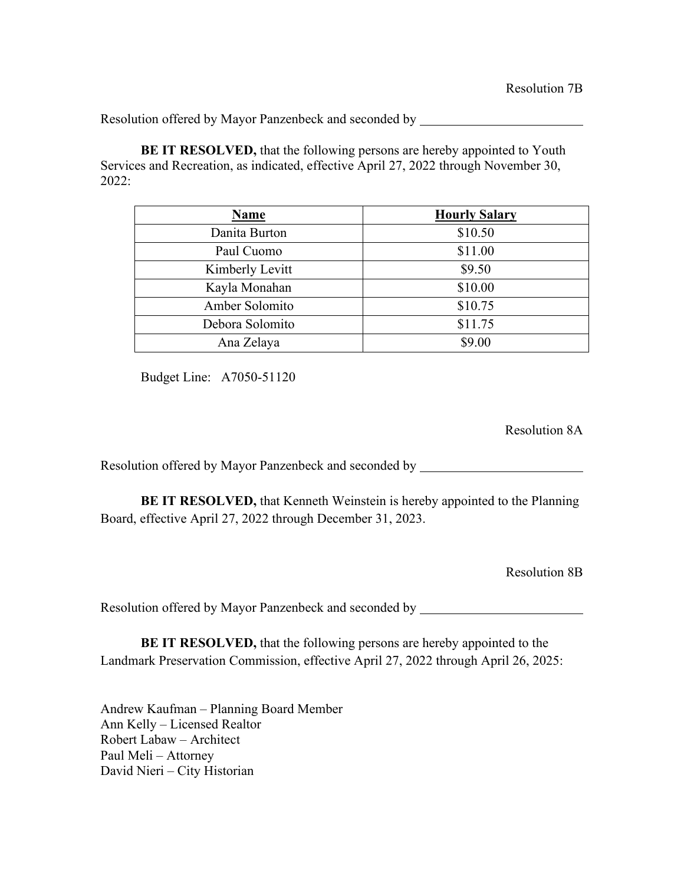Resolution 7B

Resolution offered by Mayor Panzenbeck and seconded by ________________________

**BE IT RESOLVED,** that the following persons are hereby appointed to Youth Services and Recreation, as indicated, effective April 27, 2022 through November 30, 2022:

| **Name** | **Hourly Salary** |
|---|---|
| Danita Burton | $10.50 |
| Paul Cuomo | $11.00 |
| Kimberly Levitt | $9.50 |
| Kayla Monahan | $10.00 |
| Amber Solomito | $10.75 |
| Debora Solomito | $11.75 |
| Ana Zelaya | $9.00 |

Budget Line: A7050-51120

Resolution 8A

Resolution offered by Mayor Panzenbeck and seconded by ________________________

**BE IT RESOLVED,** that Kenneth Weinstein is hereby appointed to the Planning Board, effective April 27, 2022 through December 31, 2023.

Resolution 8B

Resolution offered by Mayor Panzenbeck and seconded by ________________________

**BE IT RESOLVED,** that the following persons are hereby appointed to the Landmark Preservation Commission, effective April 27, 2022 through April 26, 2025:

Andrew Kaufman – Planning Board Member
Ann Kelly – Licensed Realtor
Robert Labaw – Architect
Paul Meli – Attorney
David Nieri – City Historian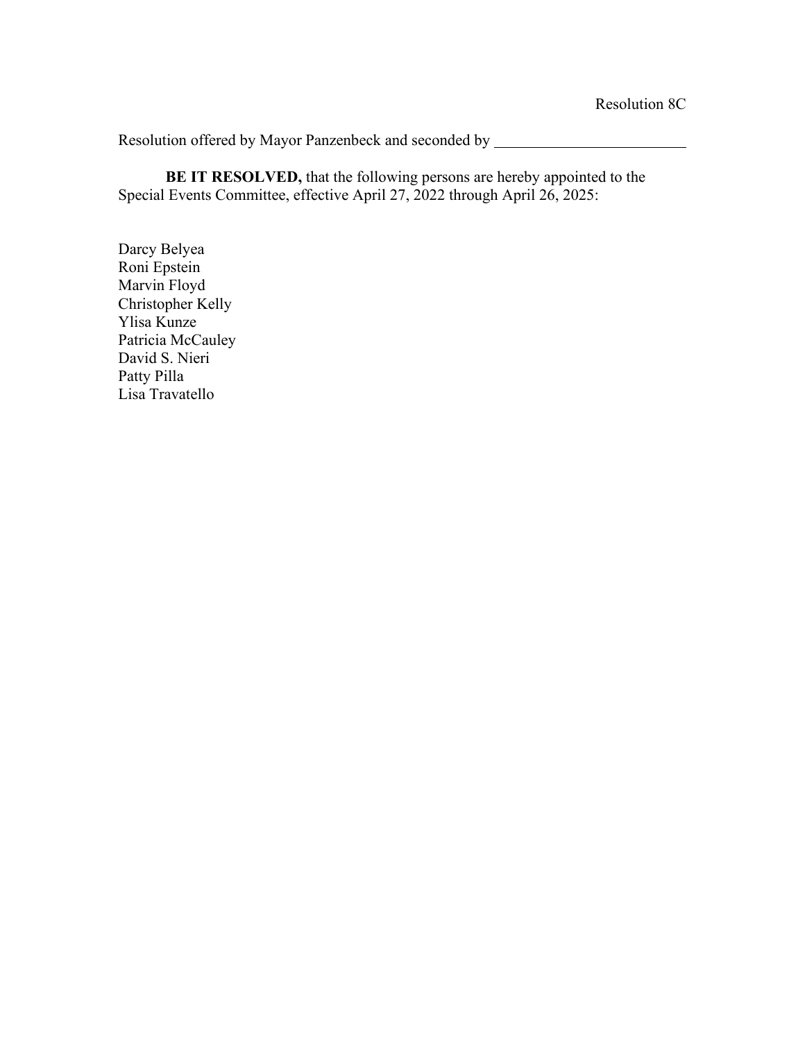Resolution 8C

Resolution offered by Mayor Panzenbeck and seconded by \_\_\_\_\_\_\_\_\_\_\_\_\_\_\_\_\_\_\_\_\_\_\_\_

**BE IT RESOLVED,** that the following persons are hereby appointed to the Special Events Committee, effective April 27, 2022 through April 26, 2025:

Darcy Belyea
Roni Epstein
Marvin Floyd
Christopher Kelly
Ylisa Kunze
Patricia McCauley
David S. Nieri
Patty Pilla
Lisa Travatello